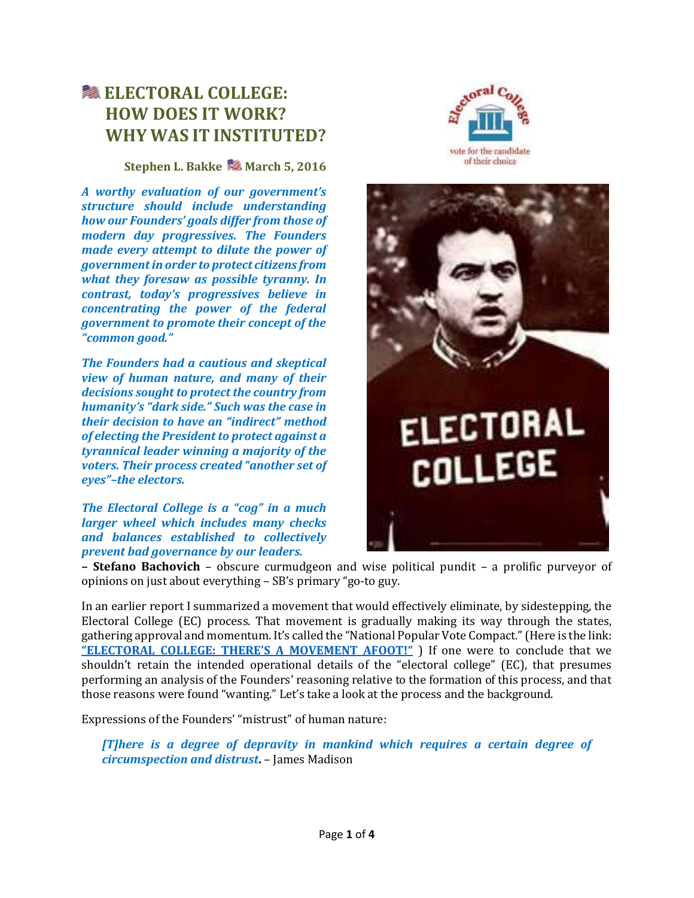# ELECTORAL COLLEGE: HOW DOES IT WORK? WHY WAS IT INSTITUTED?

**Stephen L. Bakke March 5, 2016**

***A worthy evaluation of our government's structure should include understanding how our Founders' goals differ from those of modern day progressives. The Founders made every attempt to dilute the power of government in order to protect citizens from what they foresaw as possible tyranny. In contrast, today's progressives believe in concentrating the power of the federal government to promote their concept of the "common good."***

***The Founders had a cautious and skeptical view of human nature, and many of their decisions sought to protect the country from humanity's "dark side." Such was the case in their decision to have an "indirect" method of electing the President to protect against a tyrannical leader winning a majority of the voters. Their process created "another set of eyes"–the electors.***

***The Electoral College is a "cog" in a much larger wheel which includes many checks and balances established to collectively prevent bad governance by our leaders.***

**– Stefano Bachovich** – obscure curmudgeon and wise political pundit – a prolific purveyor of opinions on just about everything – SB's primary "go-to guy.

In an earlier report I summarized a movement that would effectively eliminate, by sidestepping, the Electoral College (EC) process. That movement is gradually making its way through the states, gathering approval and momentum. It's called the "National Popular Vote Compact." (Here is the link: **"ELECTORAL COLLEGE: THERE'S A MOVEMENT AFOOT!"** ) If one were to conclude that we shouldn't retain the intended operational details of the "electoral college" (EC), that presumes performing an analysis of the Founders' reasoning relative to the formation of this process, and that those reasons were found "wanting." Let's take a look at the process and the background.

Expressions of the Founders' "mistrust" of human nature:

> ***[T]here is a degree of depravity in mankind which requires a certain degree of circumspection and distrust*****.** – James Madison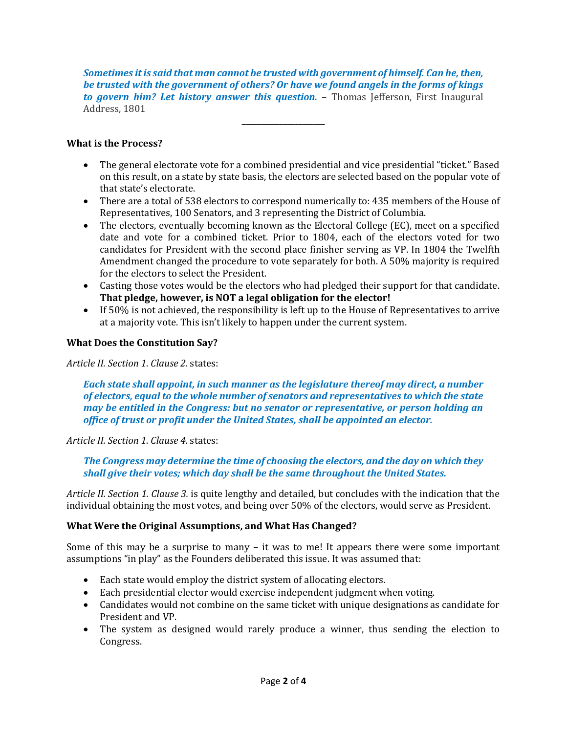***Sometimes it is said that man cannot be trusted with government of himself. Can he, then, be trusted with the government of others? Or have we found angels in the forms of kings to govern him? Let history answer this question.*** – Thomas Jefferson, First Inaugural Address, 1801

---

**What is the Process?**

- The general electorate vote for a combined presidential and vice presidential "ticket." Based on this result, on a state by state basis, the electors are selected based on the popular vote of that state's electorate.
- There are a total of 538 electors to correspond numerically to: 435 members of the House of Representatives, 100 Senators, and 3 representing the District of Columbia.
- The electors, eventually becoming known as the Electoral College (EC), meet on a specified date and vote for a combined ticket. Prior to 1804, each of the electors voted for two candidates for President with the second place finisher serving as VP. In 1804 the Twelfth Amendment changed the procedure to vote separately for both. A 50% majority is required for the electors to select the President.
- Casting those votes would be the electors who had pledged their support for that candidate. **That pledge, however, is NOT a legal obligation for the elector!**
- If 50% is not achieved, the responsibility is left up to the House of Representatives to arrive at a majority vote. This isn't likely to happen under the current system.

**What Does the Constitution Say?**

*Article II. Section 1. Clause 2.* states:

> ***Each state shall appoint, in such manner as the legislature thereof may direct, a number of electors, equal to the whole number of senators and representatives to which the state may be entitled in the Congress: but no senator or representative, or person holding an office of trust or profit under the United States, shall be appointed an elector.***

*Article II. Section 1. Clause 4.* states:

> ***The Congress may determine the time of choosing the electors, and the day on which they shall give their votes; which day shall be the same throughout the United States.***

*Article II. Section 1. Clause 3.* is quite lengthy and detailed, but concludes with the indication that the individual obtaining the most votes, and being over 50% of the electors, would serve as President.

**What Were the Original Assumptions, and What Has Changed?**

Some of this may be a surprise to many – it was to me! It appears there were some important assumptions "in play" as the Founders deliberated this issue. It was assumed that:

- Each state would employ the district system of allocating electors.
- Each presidential elector would exercise independent judgment when voting.
- Candidates would not combine on the same ticket with unique designations as candidate for President and VP.
- The system as designed would rarely produce a winner, thus sending the election to Congress.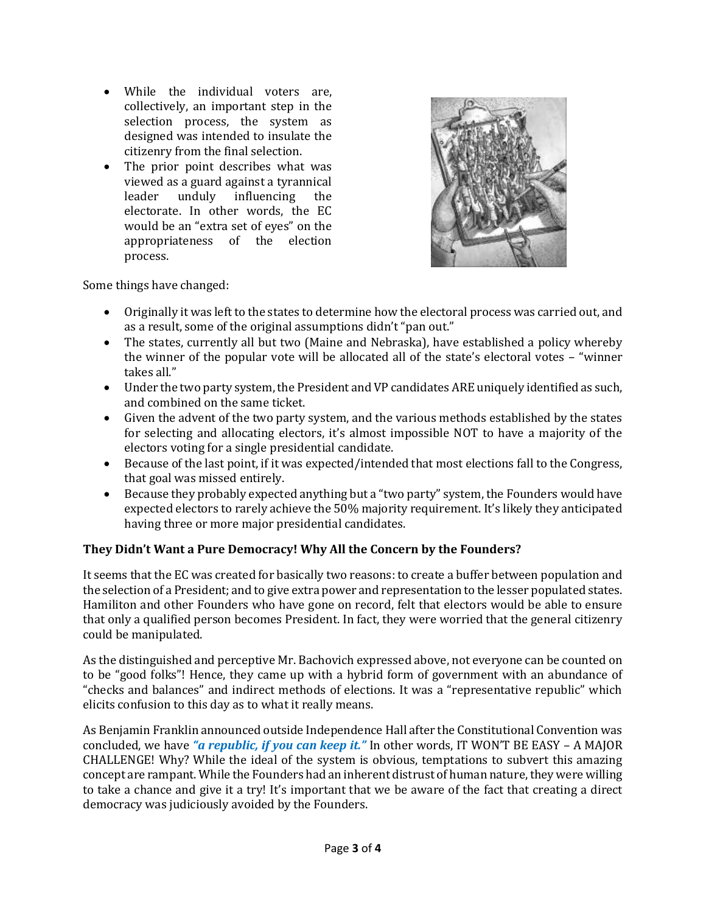- While the individual voters are, collectively, an important step in the selection process, the system as designed was intended to insulate the citizenry from the final selection.
- The prior point describes what was viewed as a guard against a tyrannical leader unduly influencing the electorate. In other words, the EC would be an "extra set of eyes" on the appropriateness of the election process.

Some things have changed:

- Originally it was left to the states to determine how the electoral process was carried out, and as a result, some of the original assumptions didn't "pan out."
- The states, currently all but two (Maine and Nebraska), have established a policy whereby the winner of the popular vote will be allocated all of the state's electoral votes – "winner takes all."
- Under the two party system, the President and VP candidates ARE uniquely identified as such, and combined on the same ticket.
- Given the advent of the two party system, and the various methods established by the states for selecting and allocating electors, it's almost impossible NOT to have a majority of the electors voting for a single presidential candidate.
- Because of the last point, if it was expected/intended that most elections fall to the Congress, that goal was missed entirely.
- Because they probably expected anything but a "two party" system, the Founders would have expected electors to rarely achieve the 50% majority requirement. It's likely they anticipated having three or more major presidential candidates.

### They Didn't Want a Pure Democracy! Why All the Concern by the Founders?

It seems that the EC was created for basically two reasons: to create a buffer between population and the selection of a President; and to give extra power and representation to the lesser populated states. Hamiliton and other Founders who have gone on record, felt that electors would be able to ensure that only a qualified person becomes President. In fact, they were worried that the general citizenry could be manipulated.

As the distinguished and perceptive Mr. Bachovich expressed above, not everyone can be counted on to be "good folks"! Hence, they came up with a hybrid form of government with an abundance of "checks and balances" and indirect methods of elections. It was a "representative republic" which elicits confusion to this day as to what it really means.

As Benjamin Franklin announced outside Independence Hall after the Constitutional Convention was concluded, we have ***"a republic, if you can keep it."*** In other words, IT WON'T BE EASY – A MAJOR CHALLENGE! Why? While the ideal of the system is obvious, temptations to subvert this amazing concept are rampant. While the Founders had an inherent distrust of human nature, they were willing to take a chance and give it a try! It's important that we be aware of the fact that creating a direct democracy was judiciously avoided by the Founders.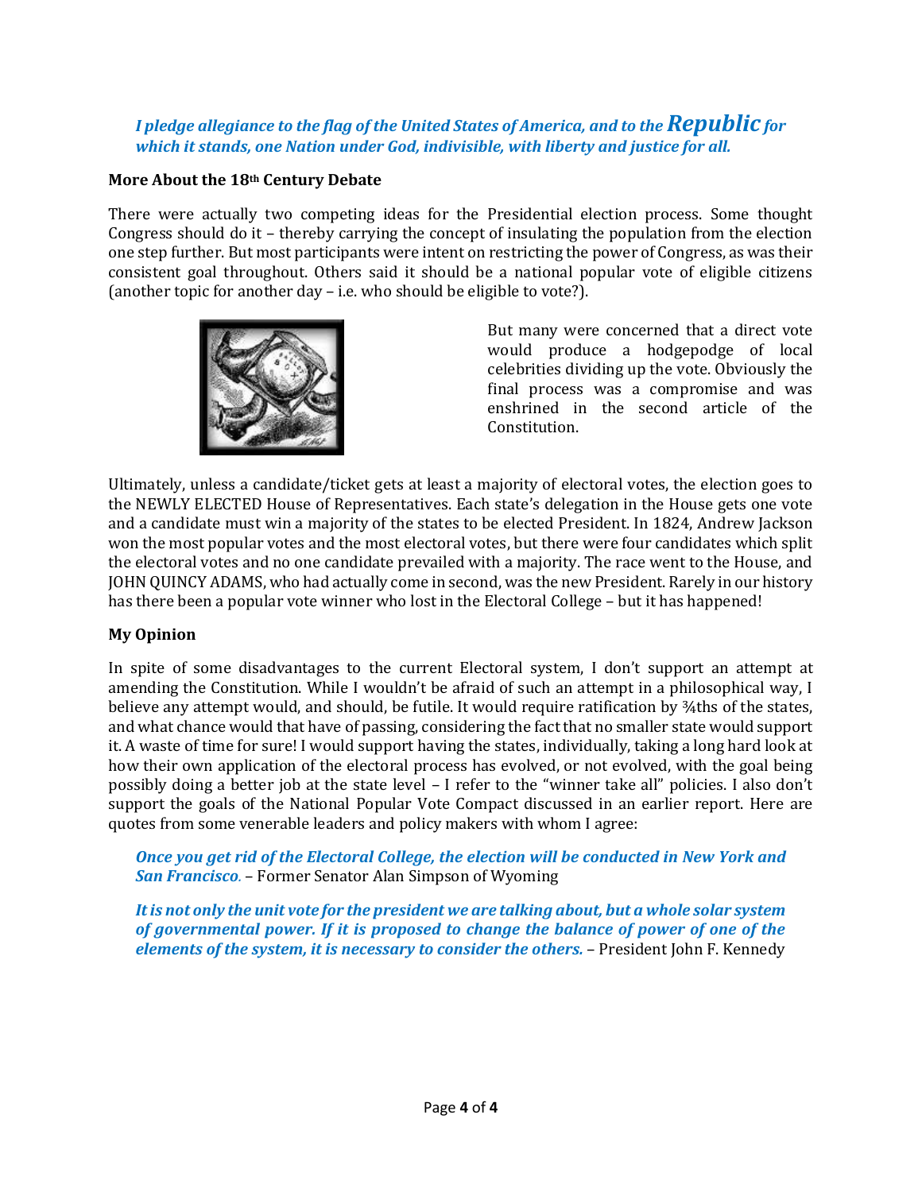*I pledge allegiance to the flag of the United States of America, and to the **Republic** for which it stands, one Nation under God, indivisible, with liberty and justice for all.*

**More About the 18th Century Debate**

There were actually two competing ideas for the Presidential election process. Some thought Congress should do it – thereby carrying the concept of insulating the population from the election one step further. But most participants were intent on restricting the power of Congress, as was their consistent goal throughout. Others said it should be a national popular vote of eligible citizens (another topic for another day – i.e. who should be eligible to vote?).

But many were concerned that a direct vote would produce a hodgepodge of local celebrities dividing up the vote. Obviously the final process was a compromise and was enshrined in the second article of the Constitution.

Ultimately, unless a candidate/ticket gets at least a majority of electoral votes, the election goes to the NEWLY ELECTED House of Representatives. Each state's delegation in the House gets one vote and a candidate must win a majority of the states to be elected President. In 1824, Andrew Jackson won the most popular votes and the most electoral votes, but there were four candidates which split the electoral votes and no one candidate prevailed with a majority. The race went to the House, and JOHN QUINCY ADAMS, who had actually come in second, was the new President. Rarely in our history has there been a popular vote winner who lost in the Electoral College – but it has happened!

**My Opinion**

In spite of some disadvantages to the current Electoral system, I don't support an attempt at amending the Constitution. While I wouldn't be afraid of such an attempt in a philosophical way, I believe any attempt would, and should, be futile. It would require ratification by ¾ths of the states, and what chance would that have of passing, considering the fact that no smaller state would support it. A waste of time for sure! I would support having the states, individually, taking a long hard look at how their own application of the electoral process has evolved, or not evolved, with the goal being possibly doing a better job at the state level – I refer to the "winner take all" policies. I also don't support the goals of the National Popular Vote Compact discussed in an earlier report. Here are quotes from some venerable leaders and policy makers with whom I agree:

> ***Once you get rid of the Electoral College, the election will be conducted in New York and San Francisco.*** – Former Senator Alan Simpson of Wyoming

> ***It is not only the unit vote for the president we are talking about, but a whole solar system of governmental power. If it is proposed to change the balance of power of one of the elements of the system, it is necessary to consider the others.*** – President John F. Kennedy